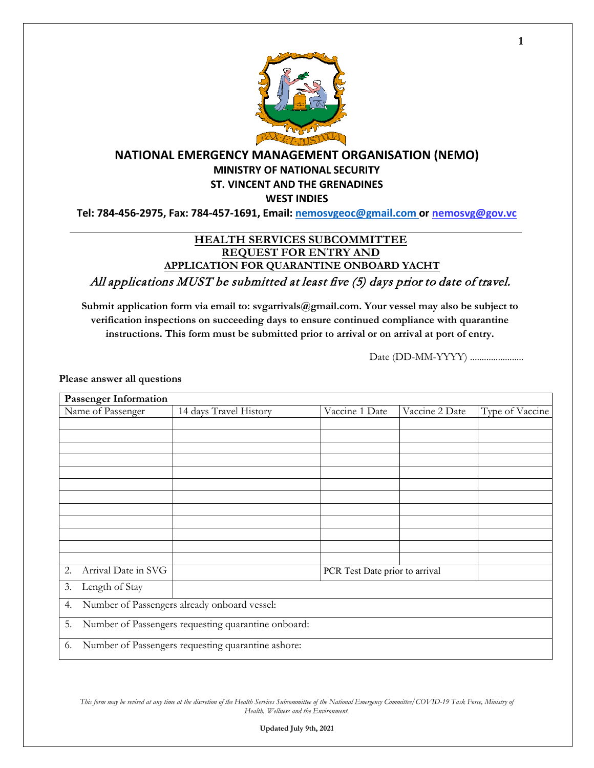# NATIONAL EMERGENCY MANAGEMENT ORGANISATION (NEMO)

## MINISTRY OF NATIONAL SECURITY

## ST. VINCENT AND THE GRENADINES

## WEST INDIES

**Tel: 784-456-2975, Fax: 784-457-1691, Email: nemosvgeoc@gmail.com or nemosvg@gov.vc**

---

**HEALTH SERVICES SUBCOMMITTEE**
**REQUEST FOR ENTRY AND**
**APPLICATION FOR QUARANTINE ONBOARD YACHT**

*All applications MUST be submitted at least five (5) days prior to date of travel.*

**Submit application form via email to: svgarrivals@gmail.com. Your vessel may also be subject to verification inspections on succeeding days to ensure continued compliance with quarantine instructions. This form must be submitted prior to arrival or on arrival at port of entry.**

Date (DD-MM-YYYY) .......................

**Please answer all questions**

| **Passenger Information** | | | | |
|---|---|---|---|---|
| Name of Passenger | 14 days Travel History | Vaccine 1 Date | Vaccine 2 Date | Type of Vaccine |
| | | | | |
| | | | | |
| | | | | |
| | | | | |
| | | | | |
| | | | | |
| | | | | |
| | | | | |
| | | | | |
| | | | | |
| | | | | |
| | | | | |
| 2. Arrival Date in SVG | | PCR Test Date prior to arrival | | |
| 3. Length of Stay | | | | |
| 4. Number of Passengers already onboard vessel: | | | | |
| 5. Number of Passengers requesting quarantine onboard: | | | | |
| 6. Number of Passengers requesting quarantine ashore: | | | | |

*This form may be revised at any time at the discretion of the Health Services Subcommittee of the National Emergency Committee/COVID-19 Task Force, Ministry of Health, Wellness and the Environment.*

**Updated July 9th, 2021**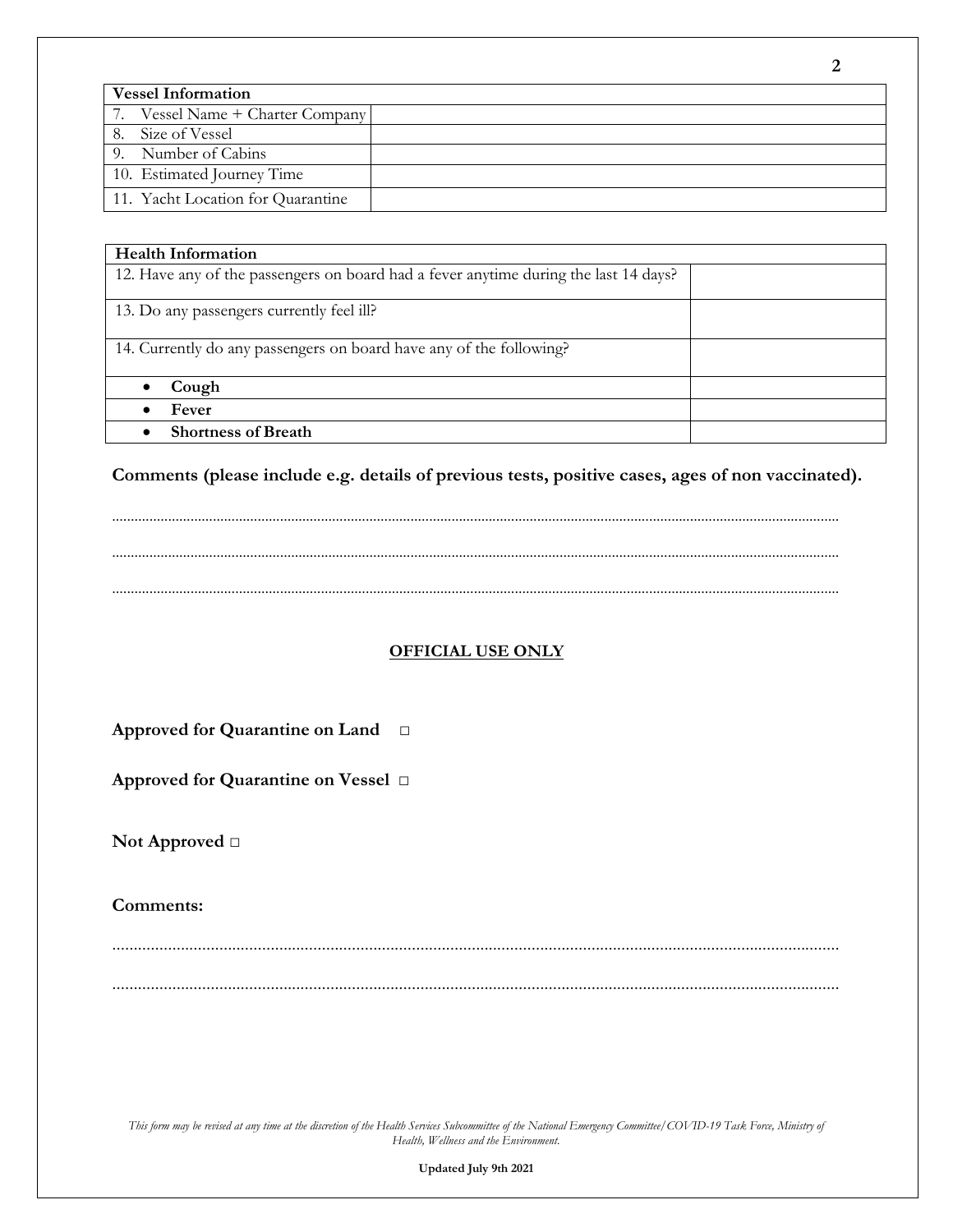| Vessel Information | |
|---|---|
| 7. Vessel Name + Charter Company | |
| 8. Size of Vessel | |
| 9. Number of Cabins | |
| 10. Estimated Journey Time | |
| 11. Yacht Location for Quarantine | |

| Health Information | |
|---|---|
| 12. Have any of the passengers on board had a fever anytime during the last 14 days? | |
| 13. Do any passengers currently feel ill? | |
| 14. Currently do any passengers on board have any of the following? | |
| • **Cough** | |
| • **Fever** | |
| • **Shortness of Breath** | |

**Comments (please include e.g. details of previous tests, positive cases, ages of non vaccinated).**

.......................................................................................................................................................

.......................................................................................................................................................

.......................................................................................................................................................

**OFFICIAL USE ONLY**

**Approved for Quarantine on Land** □

**Approved for Quarantine on Vessel** □

**Not Approved** □

**Comments:**

.......................................................................................................................................................

.......................................................................................................................................................

*This form may be revised at any time at the discretion of the Health Services Subcommittee of the National Emergency Committee/COVID-19 Task Force, Ministry of Health, Wellness and the Environment.*

**Updated July 9th 2021**